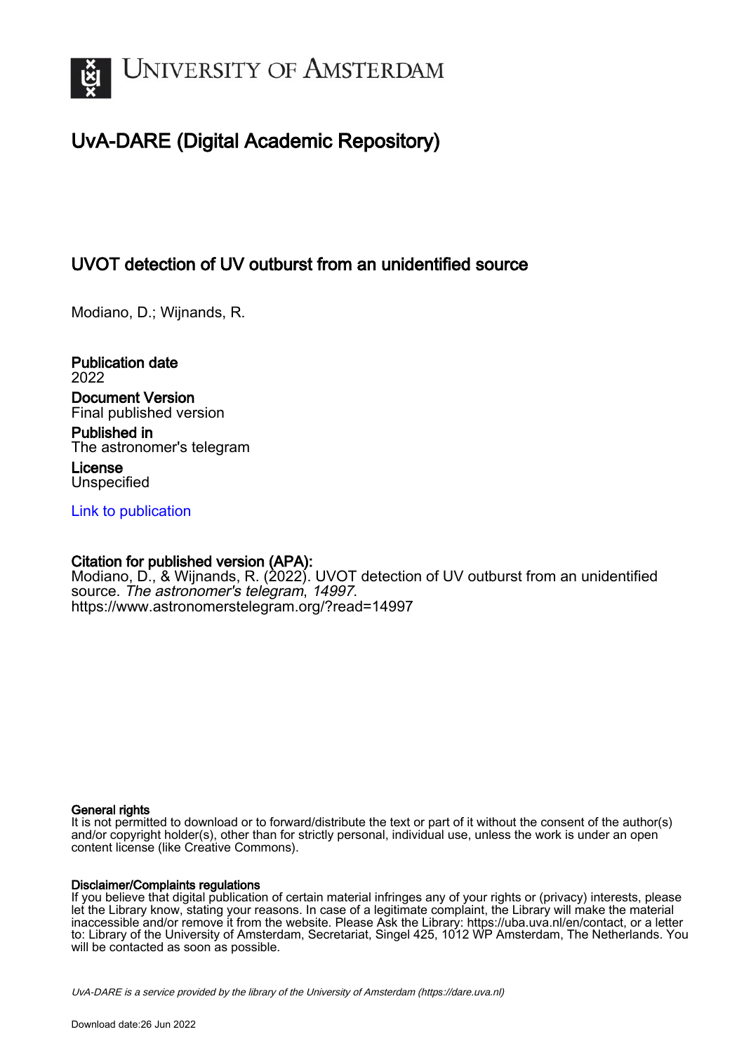# UvA-DARE (Digital Academic Repository)

## UVOT detection of UV outburst from an unidentified source

Modiano, D.; Wijnands, R.

**Publication date**
2022

**Document Version**
Final published version

**Published in**
The astronomer's telegram

**License**
Unspecified

Link to publication

**Citation for published version (APA):**
Modiano, D., & Wijnands, R. (2022). UVOT detection of UV outburst from an unidentified source. *The astronomer's telegram*, *14997*.
https://www.astronomerstelegram.org/?read=14997

**General rights**
It is not permitted to download or to forward/distribute the text or part of it without the consent of the author(s) and/or copyright holder(s), other than for strictly personal, individual use, unless the work is under an open content license (like Creative Commons).

**Disclaimer/Complaints regulations**
If you believe that digital publication of certain material infringes any of your rights or (privacy) interests, please let the Library know, stating your reasons. In case of a legitimate complaint, the Library will make the material inaccessible and/or remove it from the website. Please Ask the Library: https://uba.uva.nl/en/contact, or a letter to: Library of the University of Amsterdam, Secretariat, Singel 425, 1012 WP Amsterdam, The Netherlands. You will be contacted as soon as possible.

UvA-DARE is a service provided by the library of the University of Amsterdam (https://dare.uva.nl)

Download date:26 Jun 2022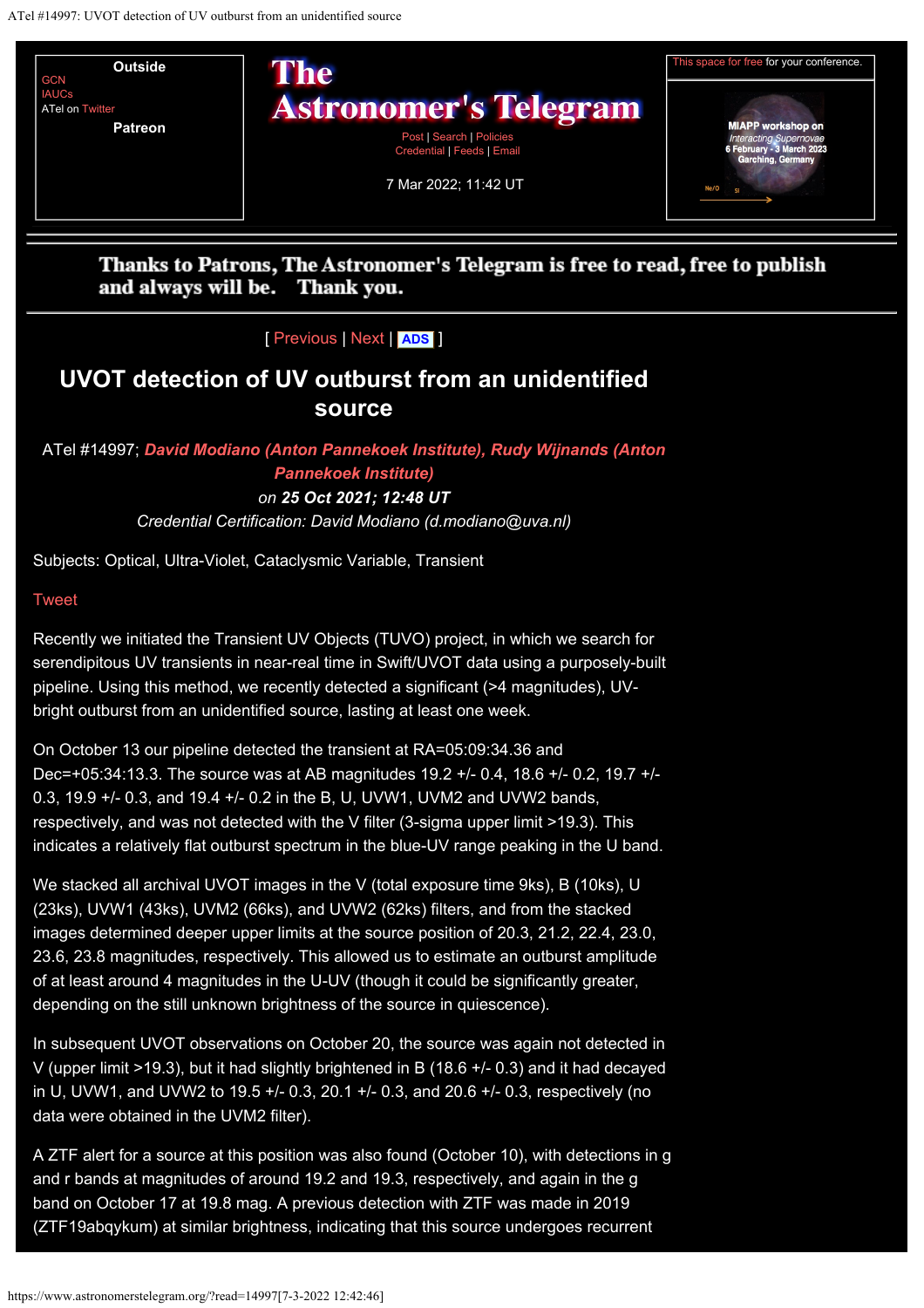Outside

GCN
IAUCs
ATel on Twitter

Patreon

# The Astronomer's Telegram

Post | Search | Policies
Credential | Feeds | Email

7 Mar 2022; 11:42 UT

This space for free for your conference.

Thanks to Patrons, The Astronomer's Telegram is free to read, free to publish and always will be. Thank you.

[ Previous | Next | ADS ]

## UVOT detection of UV outburst from an unidentified source

ATel #14997; ***David Modiano (Anton Pannekoek Institute), Rudy Wijnands (Anton Pannekoek Institute)***
*on* ***25 Oct 2021; 12:48 UT***
*Credential Certification: David Modiano (d.modiano@uva.nl)*

Subjects: Optical, Ultra-Violet, Cataclysmic Variable, Transient

Tweet

Recently we initiated the Transient UV Objects (TUVO) project, in which we search for serendipitous UV transients in near-real time in Swift/UVOT data using a purposely-built pipeline. Using this method, we recently detected a significant (>4 magnitudes), UV-bright outburst from an unidentified source, lasting at least one week.

On October 13 our pipeline detected the transient at RA=05:09:34.36 and Dec=+05:34:13.3. The source was at AB magnitudes 19.2 +/- 0.4, 18.6 +/- 0.2, 19.7 +/- 0.3, 19.9 +/- 0.3, and 19.4 +/- 0.2 in the B, U, UVW1, UVM2 and UVW2 bands, respectively, and was not detected with the V filter (3-sigma upper limit >19.3). This indicates a relatively flat outburst spectrum in the blue-UV range peaking in the U band.

We stacked all archival UVOT images in the V (total exposure time 9ks), B (10ks), U (23ks), UVW1 (43ks), UVM2 (66ks), and UVW2 (62ks) filters, and from the stacked images determined deeper upper limits at the source position of 20.3, 21.2, 22.4, 23.0, 23.6, 23.8 magnitudes, respectively. This allowed us to estimate an outburst amplitude of at least 4 magnitudes in the U-UV (though it could be significantly greater, depending on the still unknown brightness of the source in quiescence).

In subsequent UVOT observations on October 20, the source was again not detected in V (upper limit >19.3), but it had slightly brightened in B (18.6 +/- 0.3) and it had decayed in U, UVW1, and UVW2 to 19.5 +/- 0.3, 20.1 +/- 0.3, and 20.6 +/- 0.3, respectively (no data were obtained in the UVM2 filter).

A ZTF alert for a source at this position was also found (October 10), with detections in g and r bands at magnitudes of around 19.2 and 19.3, respectively, and again in the g band on October 17 at 19.8 mag. A previous detection with ZTF was made in 2019 (ZTF19abqykum) at similar brightness, indicating that this source undergoes recurrent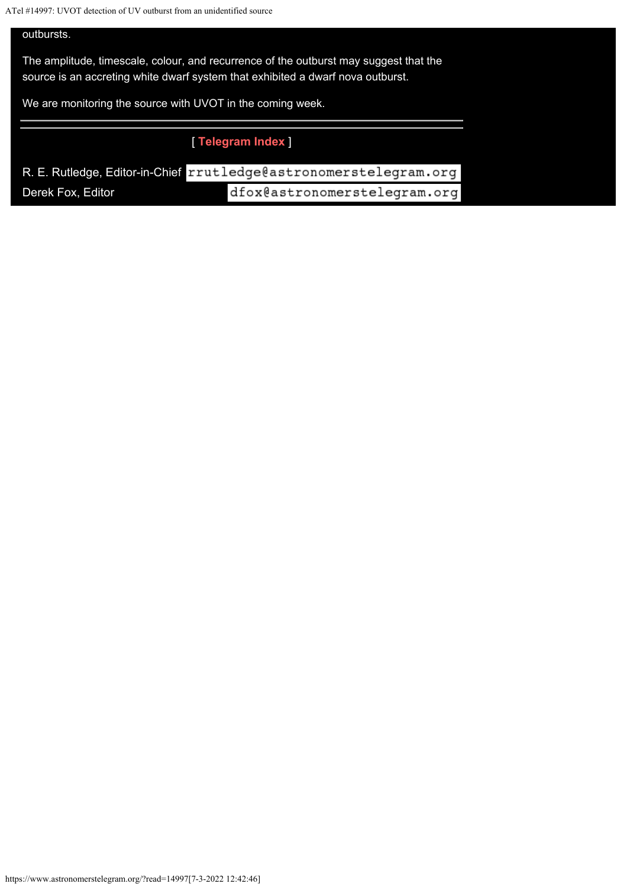outbursts.

The amplitude, timescale, colour, and recurrence of the outburst may suggest that the source is an accreting white dwarf system that exhibited a dwarf nova outburst.

We are monitoring the source with UVOT in the coming week.

---

[ **Telegram Index** ]

R. E. Rutledge, Editor-in-Chief rrutledge@astronomerstelegram.org
Derek Fox, Editor dfox@astronomerstelegram.org